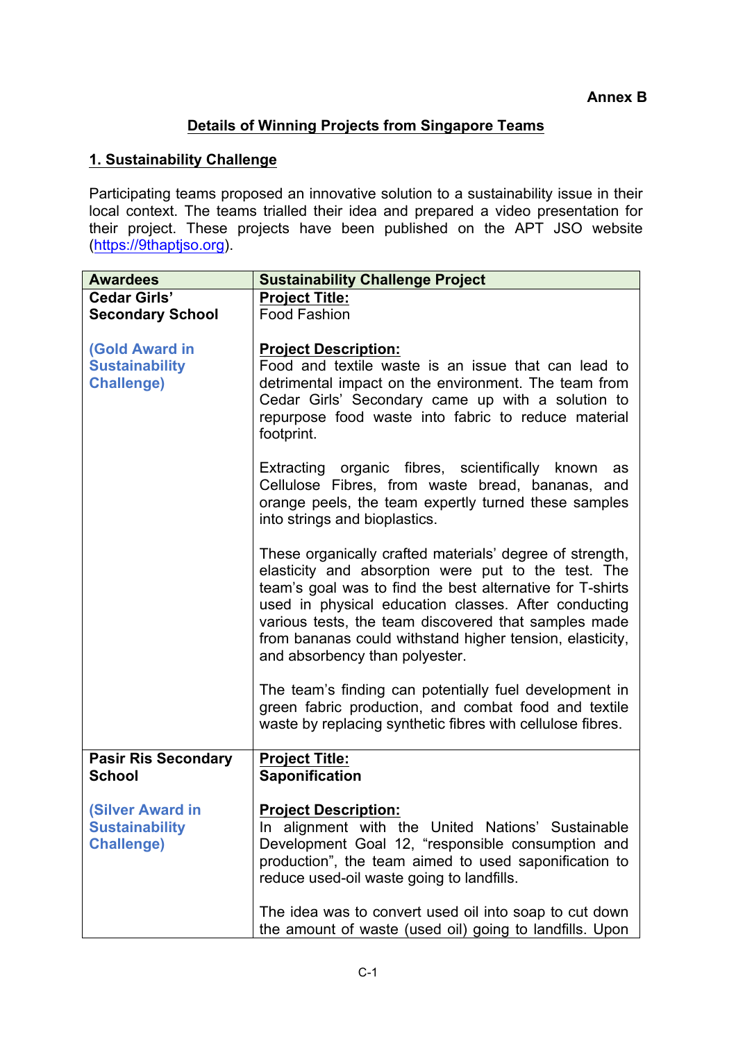**Annex B**

## Details of Winning Projects from Singapore Teams

### 1. Sustainability Challenge

Participating teams proposed an innovative solution to a sustainability issue in their local context. The teams trialled their idea and prepared a video presentation for their project. These projects have been published on the APT JSO website (https://9thaptjso.org).

| Awardees | Sustainability Challenge Project |
|---|---|
| **Cedar Girls' Secondary School**<br><br>**(Gold Award in Sustainability Challenge)** | **Project Title:**<br>Food Fashion<br><br>**Project Description:**<br>Food and textile waste is an issue that can lead to detrimental impact on the environment. The team from Cedar Girls' Secondary came up with a solution to repurpose food waste into fabric to reduce material footprint.<br><br>Extracting organic fibres, scientifically known as Cellulose Fibres, from waste bread, bananas, and orange peels, the team expertly turned these samples into strings and bioplastics.<br><br>These organically crafted materials' degree of strength, elasticity and absorption were put to the test. The team's goal was to find the best alternative for T-shirts used in physical education classes. After conducting various tests, the team discovered that samples made from bananas could withstand higher tension, elasticity, and absorbency than polyester.<br><br>The team's finding can potentially fuel development in green fabric production, and combat food and textile waste by replacing synthetic fibres with cellulose fibres. |
| **Pasir Ris Secondary School**<br><br>**(Silver Award in Sustainability Challenge)** | **Project Title:**<br>**Saponification**<br><br>**Project Description:**<br>In alignment with the United Nations' Sustainable Development Goal 12, "responsible consumption and production", the team aimed to used saponification to reduce used-oil waste going to landfills.<br><br>The idea was to convert used oil into soap to cut down the amount of waste (used oil) going to landfills. Upon |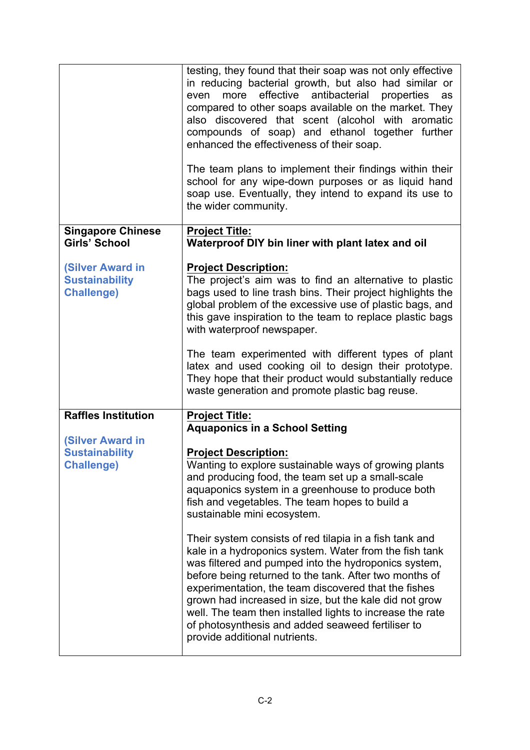| | |
|---|---|
| | testing, they found that their soap was not only effective in reducing bacterial growth, but also had similar or even more effective antibacterial properties as compared to other soaps available on the market. They also discovered that scent (alcohol with aromatic compounds of soap) and ethanol together further enhanced the effectiveness of their soap.<br><br>The team plans to implement their findings within their school for any wipe-down purposes or as liquid hand soap use. Eventually, they intend to expand its use to the wider community. |
| **Singapore Chinese Girls' School**<br><br>**(Silver Award in Sustainability Challenge)** | **Project Title:**<br>**Waterproof DIY bin liner with plant latex and oil**<br><br>**Project Description:**<br>The project's aim was to find an alternative to plastic bags used to line trash bins. Their project highlights the global problem of the excessive use of plastic bags, and this gave inspiration to the team to replace plastic bags with waterproof newspaper.<br><br>The team experimented with different types of plant latex and used cooking oil to design their prototype. They hope that their product would substantially reduce waste generation and promote plastic bag reuse. |
| **Raffles Institution**<br><br>**(Silver Award in Sustainability Challenge)** | **Project Title:**<br>**Aquaponics in a School Setting**<br><br>**Project Description:**<br>Wanting to explore sustainable ways of growing plants and producing food, the team set up a small-scale aquaponics system in a greenhouse to produce both fish and vegetables. The team hopes to build a sustainable mini ecosystem.<br><br>Their system consists of red tilapia in a fish tank and kale in a hydroponics system. Water from the fish tank was filtered and pumped into the hydroponics system, before being returned to the tank. After two months of experimentation, the team discovered that the fishes grown had increased in size, but the kale did not grow well. The team then installed lights to increase the rate of photosynthesis and added seaweed fertiliser to provide additional nutrients. |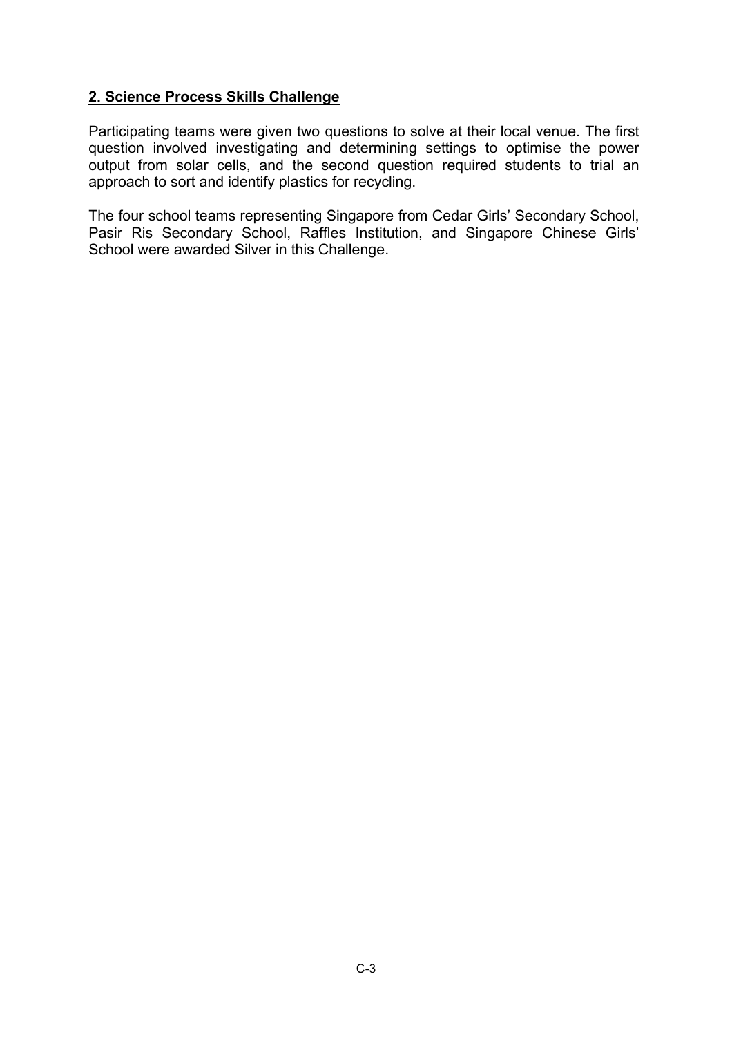## 2. Science Process Skills Challenge

Participating teams were given two questions to solve at their local venue. The first question involved investigating and determining settings to optimise the power output from solar cells, and the second question required students to trial an approach to sort and identify plastics for recycling.

The four school teams representing Singapore from Cedar Girls' Secondary School, Pasir Ris Secondary School, Raffles Institution, and Singapore Chinese Girls' School were awarded Silver in this Challenge.